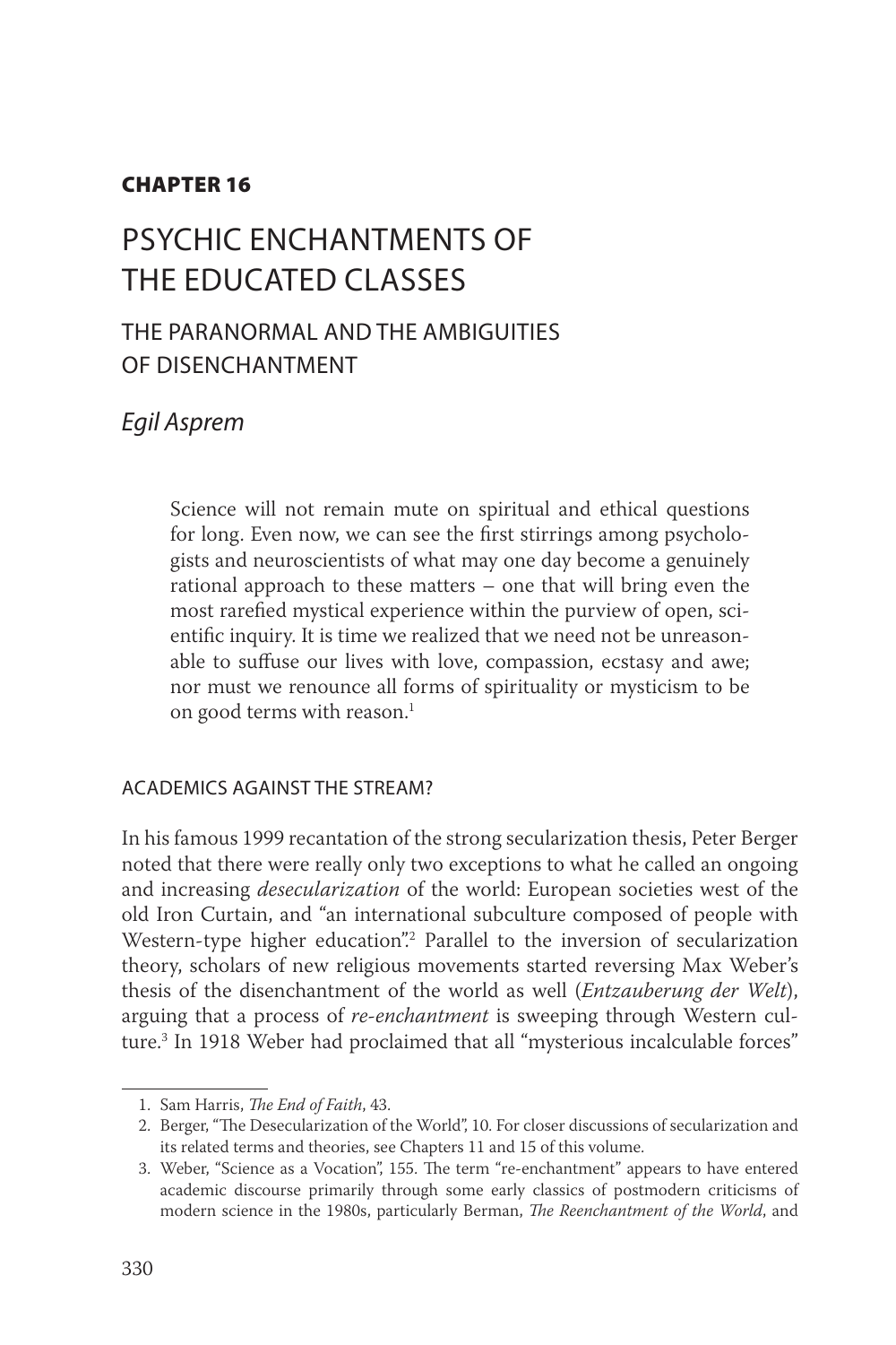**CHAPTER 16**

# PSYCHIC ENCHANTMENTS OF THE EDUCATED CLASSES

## THE PARANORMAL AND THE AMBIGUITIES OF DISENCHANTMENT

*Egil Asprem*

> Science will not remain mute on spiritual and ethical questions for long. Even now, we can see the first stirrings among psychologists and neuroscientists of what may one day become a genuinely rational approach to these matters – one that will bring even the most rarefied mystical experience within the purview of open, scientific inquiry. It is time we realized that we need not be unreasonable to suffuse our lives with love, compassion, ecstasy and awe; nor must we renounce all forms of spirituality or mysticism to be on good terms with reason.[1]

### ACADEMICS AGAINST THE STREAM?

In his famous 1999 recantation of the strong secularization thesis, Peter Berger noted that there were really only two exceptions to what he called an ongoing and increasing *desecularization* of the world: European societies west of the old Iron Curtain, and "an international subculture composed of people with Western-type higher education".[2] Parallel to the inversion of secularization theory, scholars of new religious movements started reversing Max Weber's thesis of the disenchantment of the world as well (*Entzauberung der Welt*), arguing that a process of *re-enchantment* is sweeping through Western culture.[3] In 1918 Weber had proclaimed that all "mysterious incalculable forces"

1. Sam Harris, *The End of Faith*, 43.
2. Berger, "The Desecularization of the World", 10. For closer discussions of secularization and its related terms and theories, see Chapters 11 and 15 of this volume.
3. Weber, "Science as a Vocation", 155. The term "re-enchantment" appears to have entered academic discourse primarily through some early classics of postmodern criticisms of modern science in the 1980s, particularly Berman, *The Reenchantment of the World*, and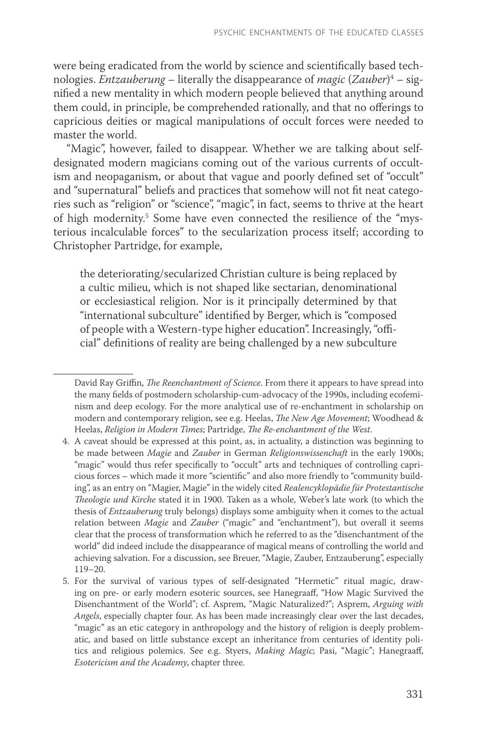were being eradicated from the world by science and scientifically based technologies. *Entzauberung* – literally the disappearance of *magic* (*Zauber*)[4] – signified a new mentality in which modern people believed that anything around them could, in principle, be comprehended rationally, and that no offerings to capricious deities or magical manipulations of occult forces were needed to master the world.

"Magic", however, failed to disappear. Whether we are talking about self-designated modern magicians coming out of the various currents of occultism and neopaganism, or about that vague and poorly defined set of "occult" and "supernatural" beliefs and practices that somehow will not fit neat categories such as "religion" or "science", "magic", in fact, seems to thrive at the heart of high modernity.[5] Some have even connected the resilience of the "mysterious incalculable forces" to the secularization process itself; according to Christopher Partridge, for example,

> the deteriorating/secularized Christian culture is being replaced by a cultic milieu, which is not shaped like sectarian, denominational or ecclesiastical religion. Nor is it principally determined by that "international subculture" identified by Berger, which is "composed of people with a Western-type higher education". Increasingly, "official" definitions of reality are being challenged by a new subculture

---

David Ray Griffin, *The Reenchantment of Science*. From there it appears to have spread into the many fields of postmodern scholarship-cum-advocacy of the 1990s, including ecofeminism and deep ecology. For the more analytical use of re-enchantment in scholarship on modern and contemporary religion, see e.g. Heelas, *The New Age Movement*; Woodhead & Heelas, *Religion in Modern Times*; Partridge, *The Re-enchantment of the West*.

4. A caveat should be expressed at this point, as, in actuality, a distinction was beginning to be made between *Magie* and *Zauber* in German *Religionswissenschaft* in the early 1900s; "magic" would thus refer specifically to "occult" arts and techniques of controlling capricious forces – which made it more "scientific" and also more friendly to "community building", as an entry on "Magier, Magie" in the widely cited *Realencyklopädie für Protestantische Theologie und Kirche* stated it in 1900. Taken as a whole, Weber's late work (to which the thesis of *Entzauberung* truly belongs) displays some ambiguity when it comes to the actual relation between *Magie* and *Zauber* ("magic" and "enchantment"), but overall it seems clear that the process of transformation which he referred to as the "disenchantment of the world" did indeed include the disappearance of magical means of controlling the world and achieving salvation. For a discussion, see Breuer, "Magie, Zauber, Entzauberung", especially 119–20.

5. For the survival of various types of self-designated "Hermetic" ritual magic, drawing on pre- or early modern esoteric sources, see Hanegraaff, "How Magic Survived the Disenchantment of the World"; cf. Asprem, "Magic Naturalized?"; Asprem, *Arguing with Angels*, especially chapter four. As has been made increasingly clear over the last decades, "magic" as an etic category in anthropology and the history of religion is deeply problematic, and based on little substance except an inheritance from centuries of identity politics and religious polemics. See e.g. Styers, *Making Magic*; Pasi, "Magic"; Hanegraaff, *Esotericism and the Academy*, chapter three.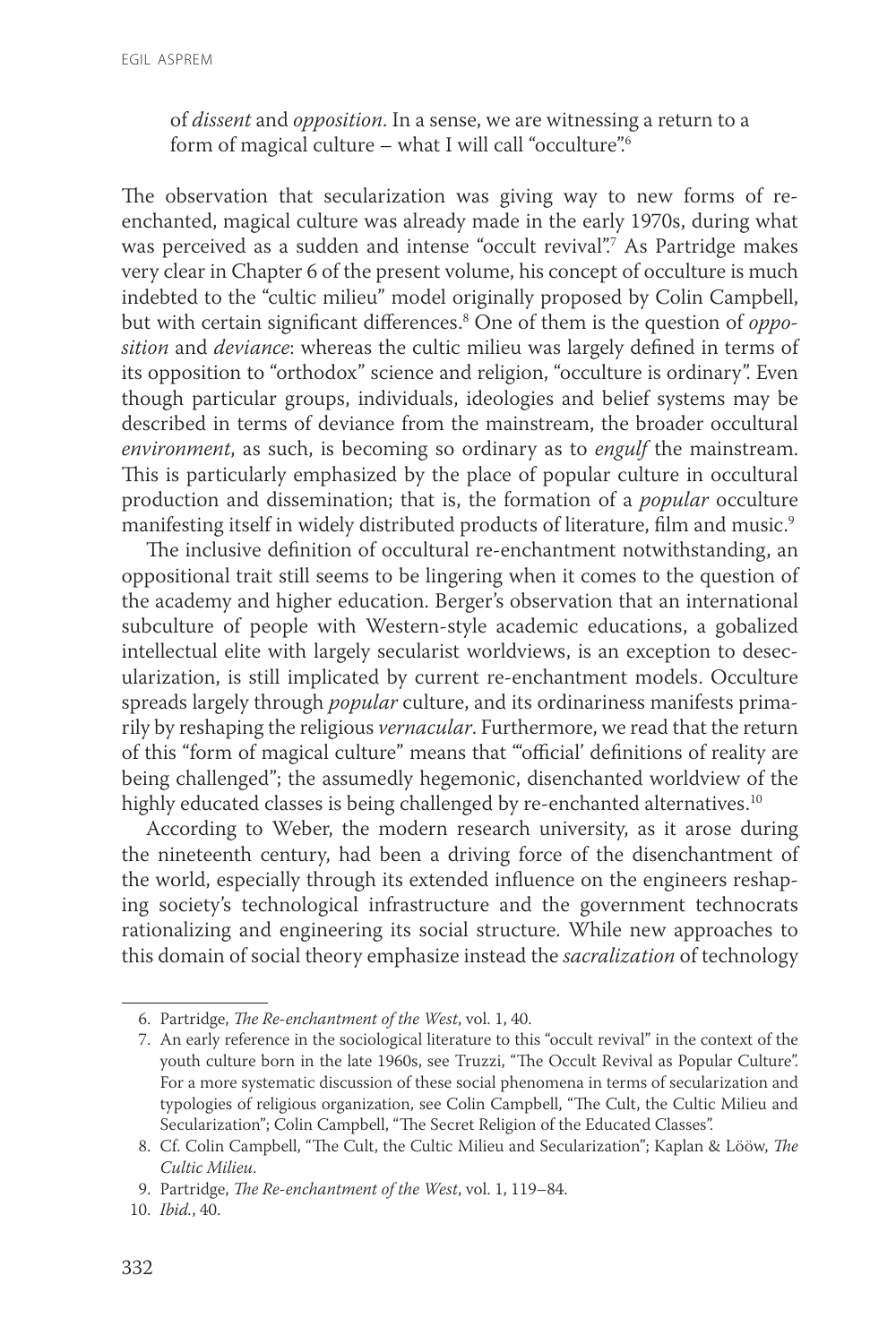> of *dissent* and *opposition*. In a sense, we are witnessing a return to a form of magical culture – what I will call "occulture".[6]

The observation that secularization was giving way to new forms of re-enchanted, magical culture was already made in the early 1970s, during what was perceived as a sudden and intense "occult revival".[7] As Partridge makes very clear in Chapter 6 of the present volume, his concept of occulture is much indebted to the "cultic milieu" model originally proposed by Colin Campbell, but with certain significant differences.[8] One of them is the question of *opposition* and *deviance*: whereas the cultic milieu was largely defined in terms of its opposition to "orthodox" science and religion, "occulture is ordinary". Even though particular groups, individuals, ideologies and belief systems may be described in terms of deviance from the mainstream, the broader occultural *environment*, as such, is becoming so ordinary as to *engulf* the mainstream. This is particularly emphasized by the place of popular culture in occultural production and dissemination; that is, the formation of a *popular* occulture manifesting itself in widely distributed products of literature, film and music.[9]

The inclusive definition of occultural re-enchantment notwithstanding, an oppositional trait still seems to be lingering when it comes to the question of the academy and higher education. Berger's observation that an international subculture of people with Western-style academic educations, a gobalized intellectual elite with largely secularist worldviews, is an exception to desecularization, is still implicated by current re-enchantment models. Occulture spreads largely through *popular* culture, and its ordinariness manifests primarily by reshaping the religious *vernacular*. Furthermore, we read that the return of this "form of magical culture" means that "'official' definitions of reality are being challenged"; the assumedly hegemonic, disenchanted worldview of the highly educated classes is being challenged by re-enchanted alternatives.[10]

According to Weber, the modern research university, as it arose during the nineteenth century, had been a driving force of the disenchantment of the world, especially through its extended influence on the engineers reshaping society's technological infrastructure and the government technocrats rationalizing and engineering its social structure. While new approaches to this domain of social theory emphasize instead the *sacralization* of technology

---

6. Partridge, *The Re-enchantment of the West*, vol. 1, 40.
7. An early reference in the sociological literature to this "occult revival" in the context of the youth culture born in the late 1960s, see Truzzi, "The Occult Revival as Popular Culture". For a more systematic discussion of these social phenomena in terms of secularization and typologies of religious organization, see Colin Campbell, "The Cult, the Cultic Milieu and Secularization"; Colin Campbell, "The Secret Religion of the Educated Classes".
8. Cf. Colin Campbell, "The Cult, the Cultic Milieu and Secularization"; Kaplan & Lööw, *The Cultic Milieu*.
9. Partridge, *The Re-enchantment of the West*, vol. 1, 119–84.
10. *Ibid.*, 40.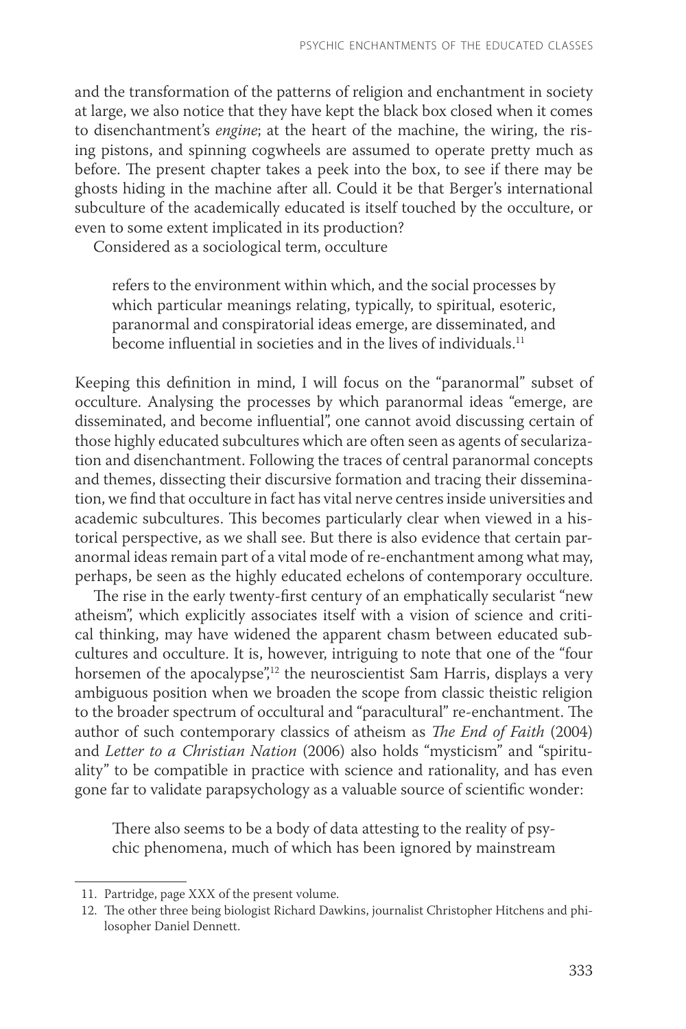and the transformation of the patterns of religion and enchantment in society at large, we also notice that they have kept the black box closed when it comes to disenchantment's *engine*; at the heart of the machine, the wiring, the rising pistons, and spinning cogwheels are assumed to operate pretty much as before. The present chapter takes a peek into the box, to see if there may be ghosts hiding in the machine after all. Could it be that Berger's international subculture of the academically educated is itself touched by the occulture, or even to some extent implicated in its production?

Considered as a sociological term, occulture

> refers to the environment within which, and the social processes by which particular meanings relating, typically, to spiritual, esoteric, paranormal and conspiratorial ideas emerge, are disseminated, and become influential in societies and in the lives of individuals.[11]

Keeping this definition in mind, I will focus on the "paranormal" subset of occulture. Analysing the processes by which paranormal ideas "emerge, are disseminated, and become influential", one cannot avoid discussing certain of those highly educated subcultures which are often seen as agents of secularization and disenchantment. Following the traces of central paranormal concepts and themes, dissecting their discursive formation and tracing their dissemination, we find that occulture in fact has vital nerve centres inside universities and academic subcultures. This becomes particularly clear when viewed in a historical perspective, as we shall see. But there is also evidence that certain paranormal ideas remain part of a vital mode of re-enchantment among what may, perhaps, be seen as the highly educated echelons of contemporary occulture.

The rise in the early twenty-first century of an emphatically secularist "new atheism", which explicitly associates itself with a vision of science and critical thinking, may have widened the apparent chasm between educated subcultures and occulture. It is, however, intriguing to note that one of the "four horsemen of the apocalypse",[12] the neuroscientist Sam Harris, displays a very ambiguous position when we broaden the scope from classic theistic religion to the broader spectrum of occultural and "paracultural" re-enchantment. The author of such contemporary classics of atheism as *The End of Faith* (2004) and *Letter to a Christian Nation* (2006) also holds "mysticism" and "spirituality" to be compatible in practice with science and rationality, and has even gone far to validate parapsychology as a valuable source of scientific wonder:

> There also seems to be a body of data attesting to the reality of psychic phenomena, much of which has been ignored by mainstream

11. Partridge, page XXX of the present volume.
12. The other three being biologist Richard Dawkins, journalist Christopher Hitchens and philosopher Daniel Dennett.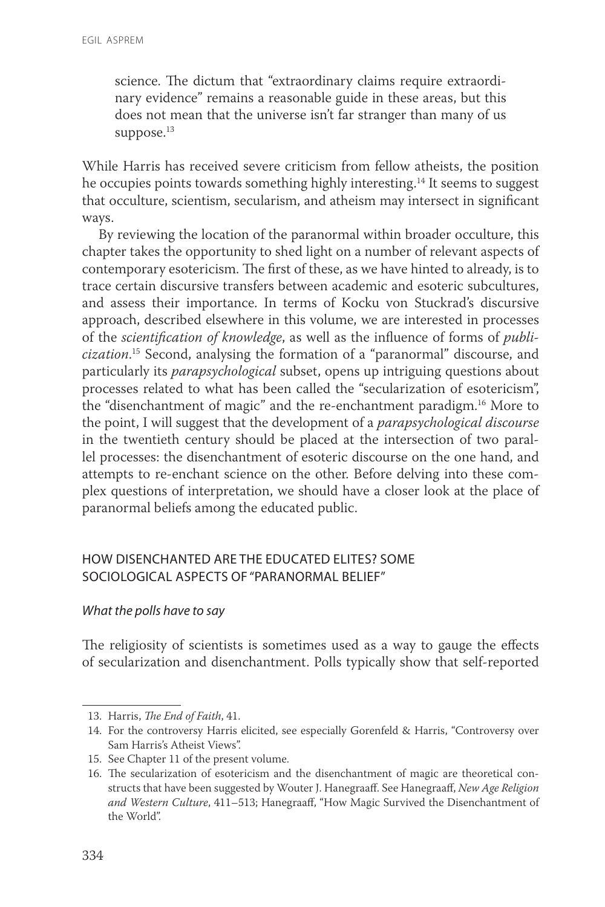> science. The dictum that "extraordinary claims require extraordinary evidence" remains a reasonable guide in these areas, but this does not mean that the universe isn't far stranger than many of us suppose.[13]

While Harris has received severe criticism from fellow atheists, the position he occupies points towards something highly interesting.[14] It seems to suggest that occulture, scientism, secularism, and atheism may intersect in significant ways.

By reviewing the location of the paranormal within broader occulture, this chapter takes the opportunity to shed light on a number of relevant aspects of contemporary esotericism. The first of these, as we have hinted to already, is to trace certain discursive transfers between academic and esoteric subcultures, and assess their importance. In terms of Kocku von Stuckrad's discursive approach, described elsewhere in this volume, we are interested in processes of the *scientification of knowledge*, as well as the influence of forms of *publicization*.[15] Second, analysing the formation of a "paranormal" discourse, and particularly its *parapsychological* subset, opens up intriguing questions about processes related to what has been called the "secularization of esotericism", the "disenchantment of magic" and the re-enchantment paradigm.[16] More to the point, I will suggest that the development of a *parapsychological discourse* in the twentieth century should be placed at the intersection of two parallel processes: the disenchantment of esoteric discourse on the one hand, and attempts to re-enchant science on the other. Before delving into these complex questions of interpretation, we should have a closer look at the place of paranormal beliefs among the educated public.

## HOW DISENCHANTED ARE THE EDUCATED ELITES? SOME SOCIOLOGICAL ASPECTS OF "PARANORMAL BELIEF"

### *What the polls have to say*

The religiosity of scientists is sometimes used as a way to gauge the effects of secularization and disenchantment. Polls typically show that self-reported

---

13. Harris, *The End of Faith*, 41.
14. For the controversy Harris elicited, see especially Gorenfeld & Harris, "Controversy over Sam Harris's Atheist Views".
15. See Chapter 11 of the present volume.
16. The secularization of esotericism and the disenchantment of magic are theoretical constructs that have been suggested by Wouter J. Hanegraaff. See Hanegraaff, *New Age Religion and Western Culture*, 411–513; Hanegraaff, "How Magic Survived the Disenchantment of the World".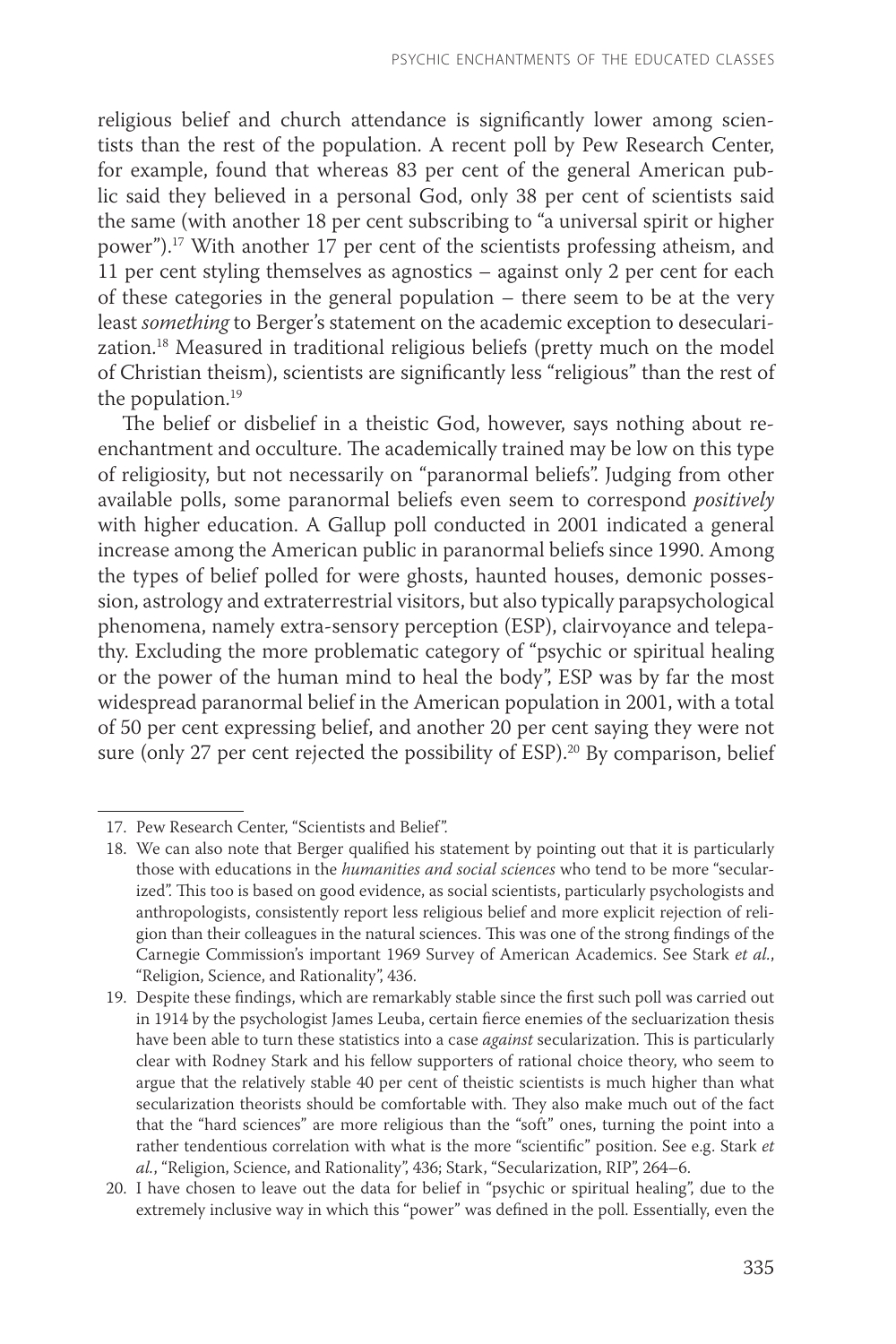religious belief and church attendance is significantly lower among scientists than the rest of the population. A recent poll by Pew Research Center, for example, found that whereas 83 per cent of the general American public said they believed in a personal God, only 38 per cent of scientists said the same (with another 18 per cent subscribing to "a universal spirit or higher power").[17] With another 17 per cent of the scientists professing atheism, and 11 per cent styling themselves as agnostics – against only 2 per cent for each of these categories in the general population – there seem to be at the very least *something* to Berger's statement on the academic exception to desecularization.[18] Measured in traditional religious beliefs (pretty much on the model of Christian theism), scientists are significantly less "religious" than the rest of the population.[19]

The belief or disbelief in a theistic God, however, says nothing about reenchantment and occulture. The academically trained may be low on this type of religiosity, but not necessarily on "paranormal beliefs". Judging from other available polls, some paranormal beliefs even seem to correspond *positively* with higher education. A Gallup poll conducted in 2001 indicated a general increase among the American public in paranormal beliefs since 1990. Among the types of belief polled for were ghosts, haunted houses, demonic possession, astrology and extraterrestrial visitors, but also typically parapsychological phenomena, namely extra-sensory perception (ESP), clairvoyance and telepathy. Excluding the more problematic category of "psychic or spiritual healing or the power of the human mind to heal the body", ESP was by far the most widespread paranormal belief in the American population in 2001, with a total of 50 per cent expressing belief, and another 20 per cent saying they were not sure (only 27 per cent rejected the possibility of ESP).[20] By comparison, belief

17. Pew Research Center, "Scientists and Belief".

18. We can also note that Berger qualified his statement by pointing out that it is particularly those with educations in the *humanities and social sciences* who tend to be more "secularized". This too is based on good evidence, as social scientists, particularly psychologists and anthropologists, consistently report less religious belief and more explicit rejection of religion than their colleagues in the natural sciences. This was one of the strong findings of the Carnegie Commission's important 1969 Survey of American Academics. See Stark *et al.*, "Religion, Science, and Rationality", 436.

19. Despite these findings, which are remarkably stable since the first such poll was carried out in 1914 by the psychologist James Leuba, certain fierce enemies of the secluarization thesis have been able to turn these statistics into a case *against* secularization. This is particularly clear with Rodney Stark and his fellow supporters of rational choice theory, who seem to argue that the relatively stable 40 per cent of theistic scientists is much higher than what secularization theorists should be comfortable with. They also make much out of the fact that the "hard sciences" are more religious than the "soft" ones, turning the point into a rather tendentious correlation with what is the more "scientific" position. See e.g. Stark *et al.*, "Religion, Science, and Rationality", 436; Stark, "Secularization, RIP", 264–6.

20. I have chosen to leave out the data for belief in "psychic or spiritual healing", due to the extremely inclusive way in which this "power" was defined in the poll. Essentially, even the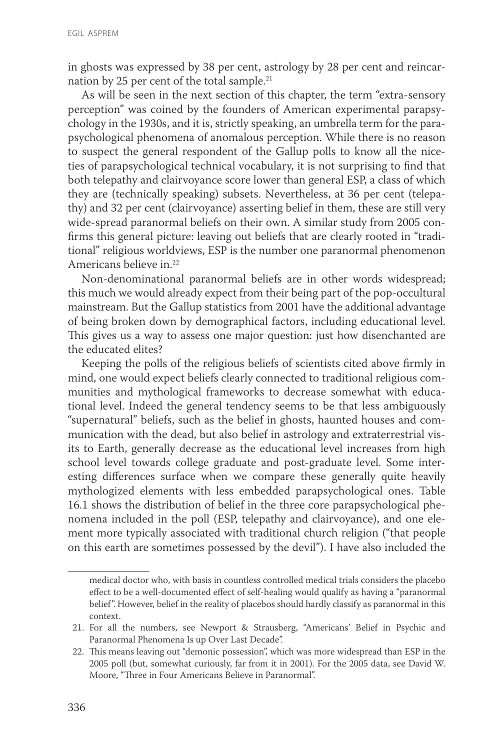in ghosts was expressed by 38 per cent, astrology by 28 per cent and reincarnation by 25 per cent of the total sample.[21]

As will be seen in the next section of this chapter, the term "extra-sensory perception" was coined by the founders of American experimental parapsychology in the 1930s, and it is, strictly speaking, an umbrella term for the parapsychological phenomena of anomalous perception. While there is no reason to suspect the general respondent of the Gallup polls to know all the niceties of parapsychological technical vocabulary, it is not surprising to find that both telepathy and clairvoyance score lower than general ESP, a class of which they are (technically speaking) subsets. Nevertheless, at 36 per cent (telepathy) and 32 per cent (clairvoyance) asserting belief in them, these are still very wide-spread paranormal beliefs on their own. A similar study from 2005 confirms this general picture: leaving out beliefs that are clearly rooted in "traditional" religious worldviews, ESP is the number one paranormal phenomenon Americans believe in.[22]

Non-denominational paranormal beliefs are in other words widespread; this much we would already expect from their being part of the pop-occultural mainstream. But the Gallup statistics from 2001 have the additional advantage of being broken down by demographical factors, including educational level. This gives us a way to assess one major question: just how disenchanted are the educated elites?

Keeping the polls of the religious beliefs of scientists cited above firmly in mind, one would expect beliefs clearly connected to traditional religious communities and mythological frameworks to decrease somewhat with educational level. Indeed the general tendency seems to be that less ambiguously "supernatural" beliefs, such as the belief in ghosts, haunted houses and communication with the dead, but also belief in astrology and extraterrestrial visits to Earth, generally decrease as the educational level increases from high school level towards college graduate and post-graduate level. Some interesting differences surface when we compare these generally quite heavily mythologized elements with less embedded parapsychological ones. Table 16.1 shows the distribution of belief in the three core parapsychological phenomena included in the poll (ESP, telepathy and clairvoyance), and one element more typically associated with traditional church religion ("that people on this earth are sometimes possessed by the devil"). I have also included the

---

medical doctor who, with basis in countless controlled medical trials considers the placebo effect to be a well-documented effect of self-healing would qualify as having a "paranormal belief". However, belief in the reality of placebos should hardly classify as paranormal in this context.

21. For all the numbers, see Newport & Strausberg, "Americans' Belief in Psychic and Paranormal Phenomena Is up Over Last Decade".

22. This means leaving out "demonic possession", which was more widespread than ESP in the 2005 poll (but, somewhat curiously, far from it in 2001). For the 2005 data, see David W. Moore, "Three in Four Americans Believe in Paranormal".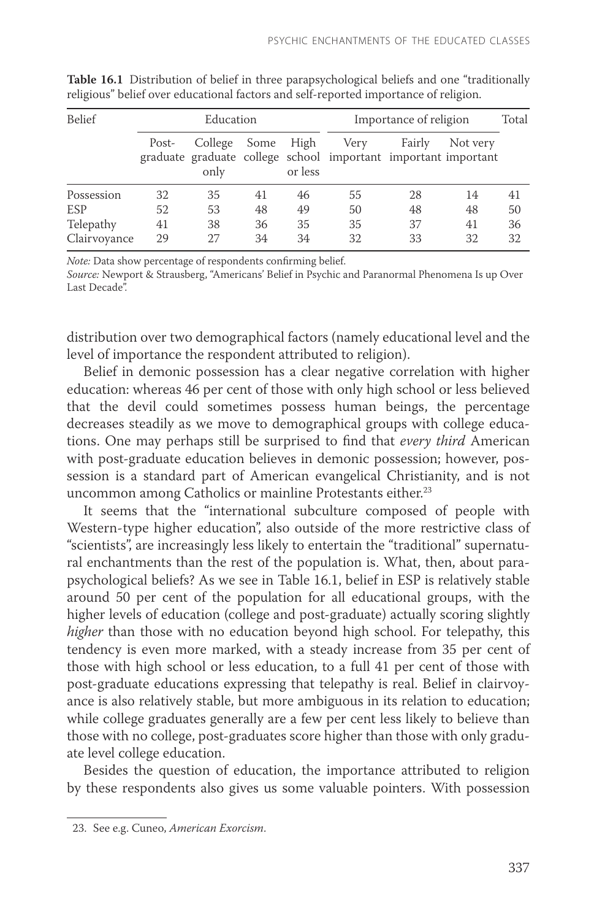**Table 16.1** Distribution of belief in three parapsychological beliefs and one "traditionally religious" belief over educational factors and self-reported importance of religion.

| Belief | Education | | | | Importance of religion | | | Total |
|---|---|---|---|---|---|---|---|---|
| | Post-graduate | College graduate only | Some college | High school or less | Very important | Fairly important | Not very important | |
| Possession | 32 | 35 | 41 | 46 | 55 | 28 | 14 | 41 |
| ESP | 52 | 53 | 48 | 49 | 50 | 48 | 48 | 50 |
| Telepathy | 41 | 38 | 36 | 35 | 35 | 37 | 41 | 36 |
| Clairvoyance | 29 | 27 | 34 | 34 | 32 | 33 | 32 | 32 |

*Note:* Data show percentage of respondents confirming belief.
*Source:* Newport & Strausberg, "Americans' Belief in Psychic and Paranormal Phenomena Is up Over Last Decade".

distribution over two demographical factors (namely educational level and the level of importance the respondent attributed to religion).

Belief in demonic possession has a clear negative correlation with higher education: whereas 46 per cent of those with only high school or less believed that the devil could sometimes possess human beings, the percentage decreases steadily as we move to demographical groups with college educations. One may perhaps still be surprised to find that *every third* American with post-graduate education believes in demonic possession; however, possession is a standard part of American evangelical Christianity, and is not uncommon among Catholics or mainline Protestants either.[23]

It seems that the "international subculture composed of people with Western-type higher education", also outside of the more restrictive class of "scientists", are increasingly less likely to entertain the "traditional" supernatural enchantments than the rest of the population is. What, then, about parapsychological beliefs? As we see in Table 16.1, belief in ESP is relatively stable around 50 per cent of the population for all educational groups, with the higher levels of education (college and post-graduate) actually scoring slightly *higher* than those with no education beyond high school. For telepathy, this tendency is even more marked, with a steady increase from 35 per cent of those with high school or less education, to a full 41 per cent of those with post-graduate educations expressing that telepathy is real. Belief in clairvoyance is also relatively stable, but more ambiguous in its relation to education; while college graduates generally are a few per cent less likely to believe than those with no college, post-graduates score higher than those with only graduate level college education.

Besides the question of education, the importance attributed to religion by these respondents also gives us some valuable pointers. With possession

23. See e.g. Cuneo, *American Exorcism*.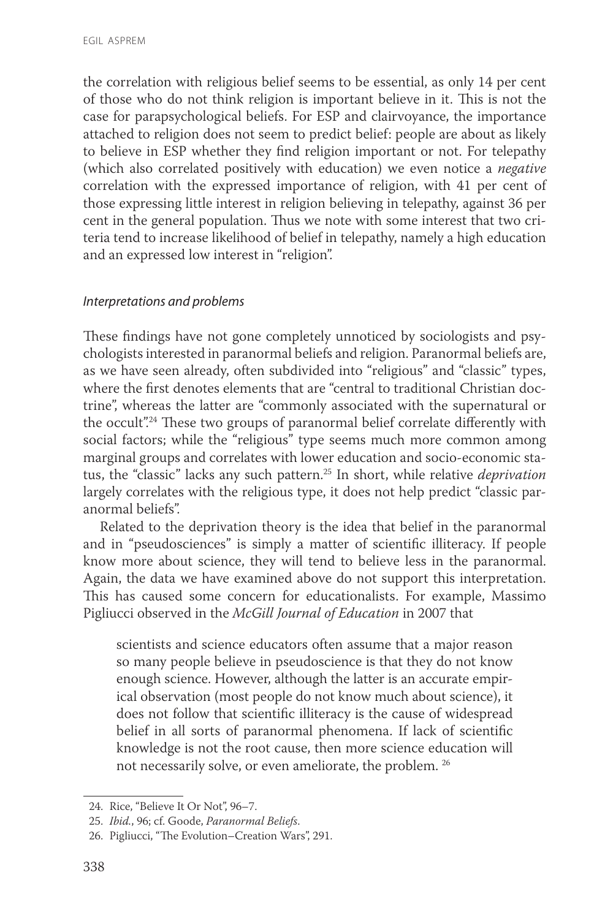the correlation with religious belief seems to be essential, as only 14 per cent of those who do not think religion is important believe in it. This is not the case for parapsychological beliefs. For ESP and clairvoyance, the importance attached to religion does not seem to predict belief: people are about as likely to believe in ESP whether they find religion important or not. For telepathy (which also correlated positively with education) we even notice a *negative* correlation with the expressed importance of religion, with 41 per cent of those expressing little interest in religion believing in telepathy, against 36 per cent in the general population. Thus we note with some interest that two criteria tend to increase likelihood of belief in telepathy, namely a high education and an expressed low interest in "religion".

### *Interpretations and problems*

These findings have not gone completely unnoticed by sociologists and psychologists interested in paranormal beliefs and religion. Paranormal beliefs are, as we have seen already, often subdivided into "religious" and "classic" types, where the first denotes elements that are "central to traditional Christian doctrine", whereas the latter are "commonly associated with the supernatural or the occult".[24] These two groups of paranormal belief correlate differently with social factors; while the "religious" type seems much more common among marginal groups and correlates with lower education and socio-economic status, the "classic" lacks any such pattern.[25] In short, while relative *deprivation* largely correlates with the religious type, it does not help predict "classic paranormal beliefs".

Related to the deprivation theory is the idea that belief in the paranormal and in "pseudosciences" is simply a matter of scientific illiteracy. If people know more about science, they will tend to believe less in the paranormal. Again, the data we have examined above do not support this interpretation. This has caused some concern for educationalists. For example, Massimo Pigliucci observed in the *McGill Journal of Education* in 2007 that

> scientists and science educators often assume that a major reason so many people believe in pseudoscience is that they do not know enough science. However, although the latter is an accurate empirical observation (most people do not know much about science), it does not follow that scientific illiteracy is the cause of widespread belief in all sorts of paranormal phenomena. If lack of scientific knowledge is not the root cause, then more science education will not necessarily solve, or even ameliorate, the problem.[26]

---

24. Rice, "Believe It Or Not", 96–7.
25. *Ibid.*, 96; cf. Goode, *Paranormal Beliefs.*
26. Pigliucci, "The Evolution–Creation Wars", 291.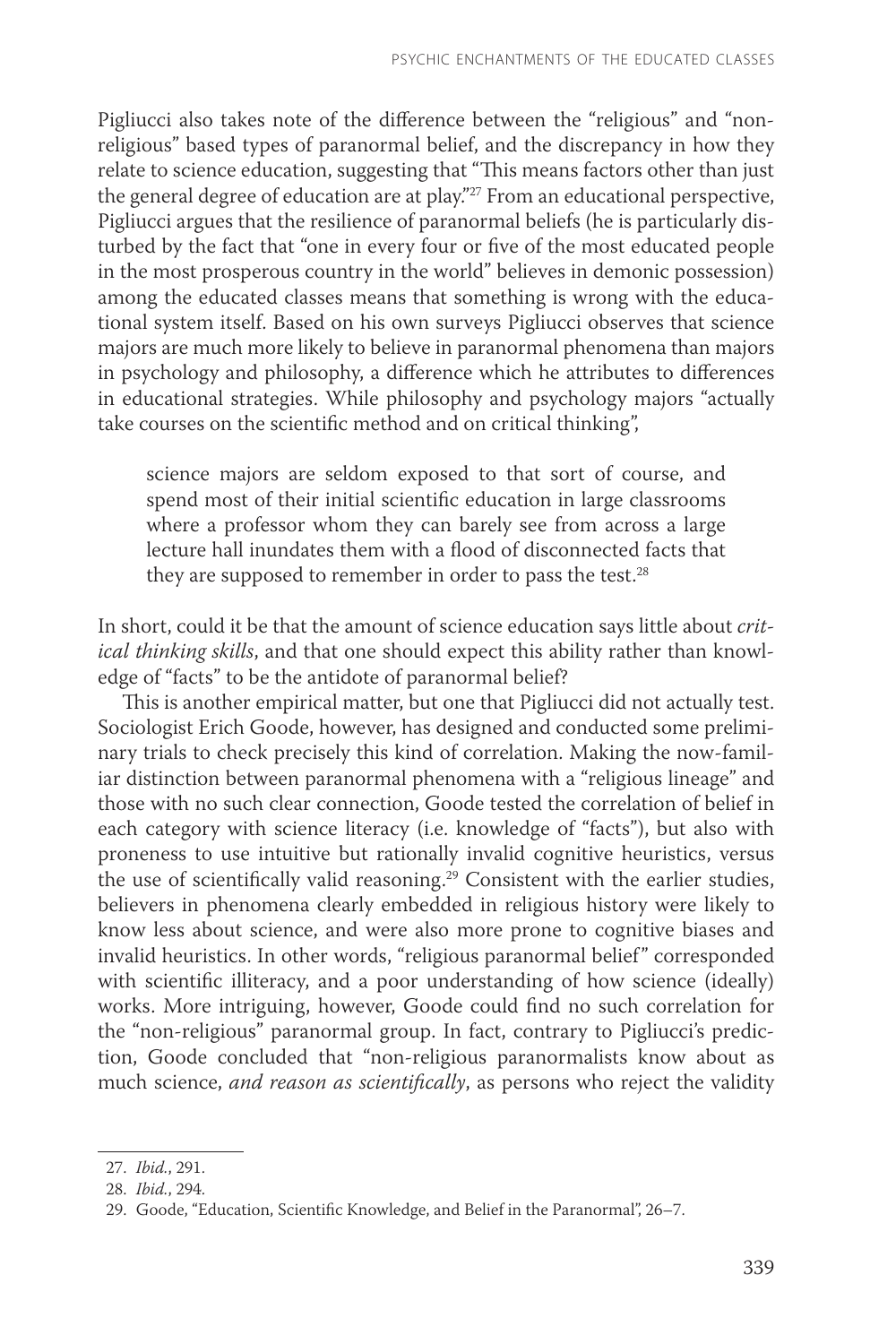Pigliucci also takes note of the difference between the "religious" and "non-religious" based types of paranormal belief, and the discrepancy in how they relate to science education, suggesting that "This means factors other than just the general degree of education are at play."[27] From an educational perspective, Pigliucci argues that the resilience of paranormal beliefs (he is particularly disturbed by the fact that "one in every four or five of the most educated people in the most prosperous country in the world" believes in demonic possession) among the educated classes means that something is wrong with the educational system itself. Based on his own surveys Pigliucci observes that science majors are much more likely to believe in paranormal phenomena than majors in psychology and philosophy, a difference which he attributes to differences in educational strategies. While philosophy and psychology majors "actually take courses on the scientific method and on critical thinking",

> science majors are seldom exposed to that sort of course, and spend most of their initial scientific education in large classrooms where a professor whom they can barely see from across a large lecture hall inundates them with a flood of disconnected facts that they are supposed to remember in order to pass the test.[28]

In short, could it be that the amount of science education says little about *critical thinking skills*, and that one should expect this ability rather than knowledge of "facts" to be the antidote of paranormal belief?

This is another empirical matter, but one that Pigliucci did not actually test. Sociologist Erich Goode, however, has designed and conducted some preliminary trials to check precisely this kind of correlation. Making the now-familiar distinction between paranormal phenomena with a "religious lineage" and those with no such clear connection, Goode tested the correlation of belief in each category with science literacy (i.e. knowledge of "facts"), but also with proneness to use intuitive but rationally invalid cognitive heuristics, versus the use of scientifically valid reasoning.[29] Consistent with the earlier studies, believers in phenomena clearly embedded in religious history were likely to know less about science, and were also more prone to cognitive biases and invalid heuristics. In other words, "religious paranormal belief" corresponded with scientific illiteracy, and a poor understanding of how science (ideally) works. More intriguing, however, Goode could find no such correlation for the "non-religious" paranormal group. In fact, contrary to Pigliucci's prediction, Goode concluded that "non-religious paranormalists know about as much science, *and reason as scientifically*, as persons who reject the validity

27. *Ibid.*, 291.

28. *Ibid.*, 294.

29. Goode, "Education, Scientific Knowledge, and Belief in the Paranormal", 26–7.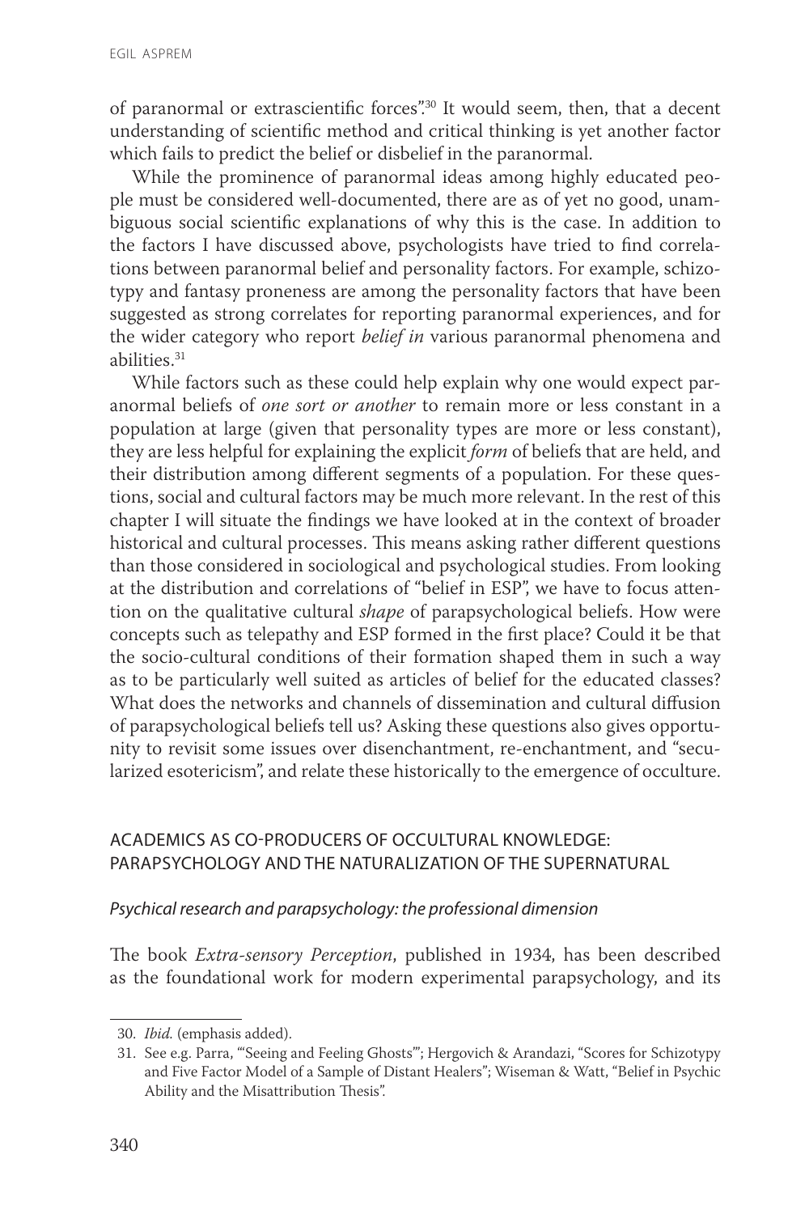of paranormal or extrascientific forces".[30] It would seem, then, that a decent understanding of scientific method and critical thinking is yet another factor which fails to predict the belief or disbelief in the paranormal.

While the prominence of paranormal ideas among highly educated people must be considered well-documented, there are as of yet no good, unambiguous social scientific explanations of why this is the case. In addition to the factors I have discussed above, psychologists have tried to find correlations between paranormal belief and personality factors. For example, schizotypy and fantasy proneness are among the personality factors that have been suggested as strong correlates for reporting paranormal experiences, and for the wider category who report *belief in* various paranormal phenomena and abilities.[31]

While factors such as these could help explain why one would expect paranormal beliefs of *one sort or another* to remain more or less constant in a population at large (given that personality types are more or less constant), they are less helpful for explaining the explicit *form* of beliefs that are held, and their distribution among different segments of a population. For these questions, social and cultural factors may be much more relevant. In the rest of this chapter I will situate the findings we have looked at in the context of broader historical and cultural processes. This means asking rather different questions than those considered in sociological and psychological studies. From looking at the distribution and correlations of "belief in ESP", we have to focus attention on the qualitative cultural *shape* of parapsychological beliefs. How were concepts such as telepathy and ESP formed in the first place? Could it be that the socio-cultural conditions of their formation shaped them in such a way as to be particularly well suited as articles of belief for the educated classes? What does the networks and channels of dissemination and cultural diffusion of parapsychological beliefs tell us? Asking these questions also gives opportunity to revisit some issues over disenchantment, re-enchantment, and "secularized esotericism", and relate these historically to the emergence of occulture.

## ACADEMICS AS CO-PRODUCERS OF OCCULTURAL KNOWLEDGE: PARAPSYCHOLOGY AND THE NATURALIZATION OF THE SUPERNATURAL

### *Psychical research and parapsychology: the professional dimension*

The book *Extra-sensory Perception*, published in 1934, has been described as the foundational work for modern experimental parapsychology, and its

30. *Ibid.* (emphasis added).

31. See e.g. Parra, "'Seeing and Feeling Ghosts'"; Hergovich & Arandazi, "Scores for Schizotypy and Five Factor Model of a Sample of Distant Healers"; Wiseman & Watt, "Belief in Psychic Ability and the Misattribution Thesis".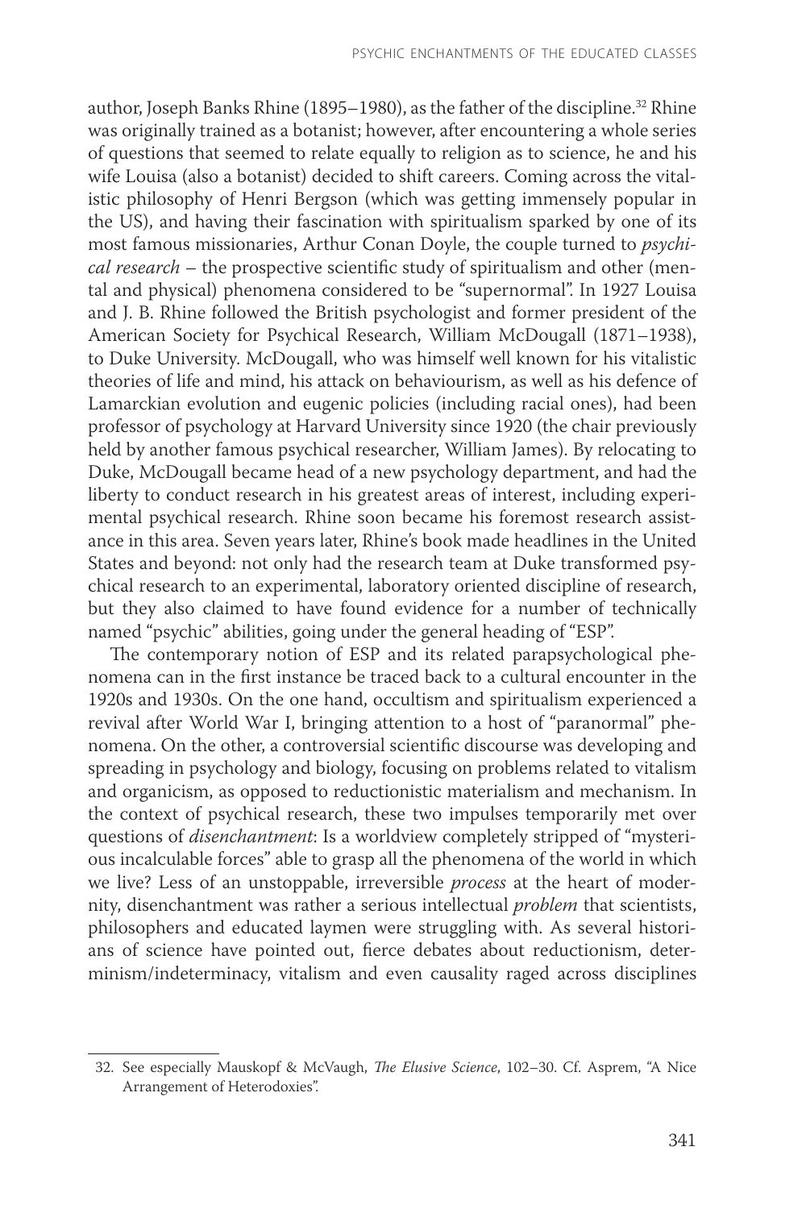author, Joseph Banks Rhine (1895–1980), as the father of the discipline.[32] Rhine was originally trained as a botanist; however, after encountering a whole series of questions that seemed to relate equally to religion as to science, he and his wife Louisa (also a botanist) decided to shift careers. Coming across the vitalistic philosophy of Henri Bergson (which was getting immensely popular in the US), and having their fascination with spiritualism sparked by one of its most famous missionaries, Arthur Conan Doyle, the couple turned to *psychical research* – the prospective scientific study of spiritualism and other (mental and physical) phenomena considered to be "supernormal". In 1927 Louisa and J. B. Rhine followed the British psychologist and former president of the American Society for Psychical Research, William McDougall (1871–1938), to Duke University. McDougall, who was himself well known for his vitalistic theories of life and mind, his attack on behaviourism, as well as his defence of Lamarckian evolution and eugenic policies (including racial ones), had been professor of psychology at Harvard University since 1920 (the chair previously held by another famous psychical researcher, William James). By relocating to Duke, McDougall became head of a new psychology department, and had the liberty to conduct research in his greatest areas of interest, including experimental psychical research. Rhine soon became his foremost research assistance in this area. Seven years later, Rhine's book made headlines in the United States and beyond: not only had the research team at Duke transformed psychical research to an experimental, laboratory oriented discipline of research, but they also claimed to have found evidence for a number of technically named "psychic" abilities, going under the general heading of "ESP".

The contemporary notion of ESP and its related parapsychological phenomena can in the first instance be traced back to a cultural encounter in the 1920s and 1930s. On the one hand, occultism and spiritualism experienced a revival after World War I, bringing attention to a host of "paranormal" phenomena. On the other, a controversial scientific discourse was developing and spreading in psychology and biology, focusing on problems related to vitalism and organicism, as opposed to reductionistic materialism and mechanism. In the context of psychical research, these two impulses temporarily met over questions of *disenchantment*: Is a worldview completely stripped of "mysterious incalculable forces" able to grasp all the phenomena of the world in which we live? Less of an unstoppable, irreversible *process* at the heart of modernity, disenchantment was rather a serious intellectual *problem* that scientists, philosophers and educated laymen were struggling with. As several historians of science have pointed out, fierce debates about reductionism, determinism/indeterminacy, vitalism and even causality raged across disciplines

32. See especially Mauskopf & McVaugh, *The Elusive Science*, 102–30. Cf. Asprem, "A Nice Arrangement of Heterodoxies".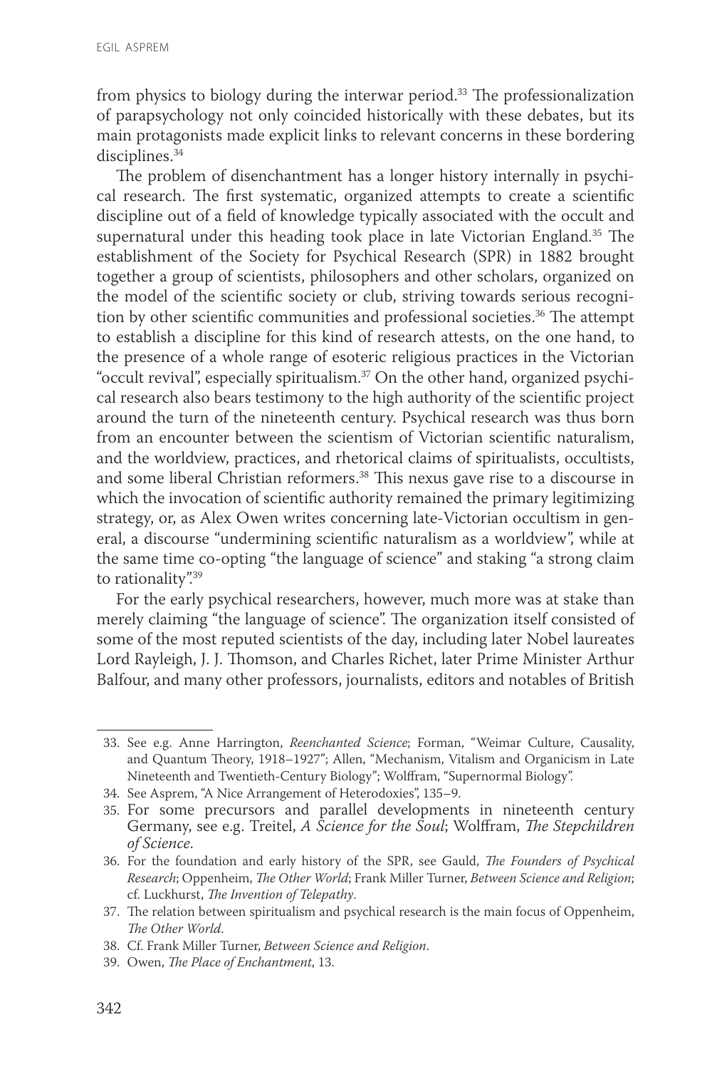from physics to biology during the interwar period.[33] The professionalization of parapsychology not only coincided historically with these debates, but its main protagonists made explicit links to relevant concerns in these bordering disciplines.[34]

The problem of disenchantment has a longer history internally in psychical research. The first systematic, organized attempts to create a scientific discipline out of a field of knowledge typically associated with the occult and supernatural under this heading took place in late Victorian England.[35] The establishment of the Society for Psychical Research (SPR) in 1882 brought together a group of scientists, philosophers and other scholars, organized on the model of the scientific society or club, striving towards serious recognition by other scientific communities and professional societies.[36] The attempt to establish a discipline for this kind of research attests, on the one hand, to the presence of a whole range of esoteric religious practices in the Victorian "occult revival", especially spiritualism.[37] On the other hand, organized psychical research also bears testimony to the high authority of the scientific project around the turn of the nineteenth century. Psychical research was thus born from an encounter between the scientism of Victorian scientific naturalism, and the worldview, practices, and rhetorical claims of spiritualists, occultists, and some liberal Christian reformers.[38] This nexus gave rise to a discourse in which the invocation of scientific authority remained the primary legitimizing strategy, or, as Alex Owen writes concerning late-Victorian occultism in general, a discourse "undermining scientific naturalism as a worldview", while at the same time co-opting "the language of science" and staking "a strong claim to rationality".[39]

For the early psychical researchers, however, much more was at stake than merely claiming "the language of science". The organization itself consisted of some of the most reputed scientists of the day, including later Nobel laureates Lord Rayleigh, J. J. Thomson, and Charles Richet, later Prime Minister Arthur Balfour, and many other professors, journalists, editors and notables of British

---

33. See e.g. Anne Harrington, *Reenchanted Science*; Forman, "Weimar Culture, Causality, and Quantum Theory, 1918–1927"; Allen, "Mechanism, Vitalism and Organicism in Late Nineteenth and Twentieth-Century Biology"; Wolffram, "Supernormal Biology".

34. See Asprem, "A Nice Arrangement of Heterodoxies", 135–9.

35. For some precursors and parallel developments in nineteenth century Germany, see e.g. Treitel, *A Science for the Soul*; Wolffram, *The Stepchildren of Science*.

36. For the foundation and early history of the SPR, see Gauld, *The Founders of Psychical Research*; Oppenheim, *The Other World*; Frank Miller Turner, *Between Science and Religion*; cf. Luckhurst, *The Invention of Telepathy*.

37. The relation between spiritualism and psychical research is the main focus of Oppenheim, *The Other World*.

38. Cf. Frank Miller Turner, *Between Science and Religion*.

39. Owen, *The Place of Enchantment*, 13.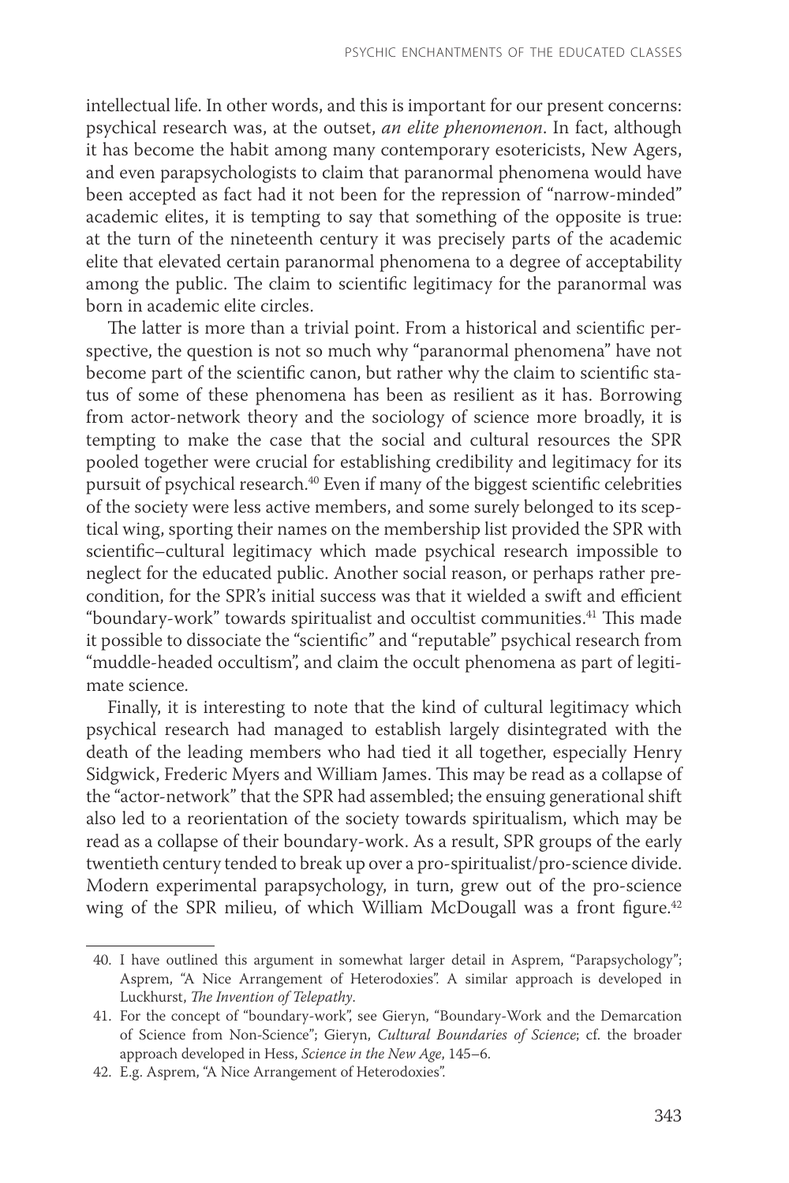intellectual life. In other words, and this is important for our present concerns: psychical research was, at the outset, *an elite phenomenon*. In fact, although it has become the habit among many contemporary esotericists, New Agers, and even parapsychologists to claim that paranormal phenomena would have been accepted as fact had it not been for the repression of "narrow-minded" academic elites, it is tempting to say that something of the opposite is true: at the turn of the nineteenth century it was precisely parts of the academic elite that elevated certain paranormal phenomena to a degree of acceptability among the public. The claim to scientific legitimacy for the paranormal was born in academic elite circles.

The latter is more than a trivial point. From a historical and scientific perspective, the question is not so much why "paranormal phenomena" have not become part of the scientific canon, but rather why the claim to scientific status of some of these phenomena has been as resilient as it has. Borrowing from actor-network theory and the sociology of science more broadly, it is tempting to make the case that the social and cultural resources the SPR pooled together were crucial for establishing credibility and legitimacy for its pursuit of psychical research.[40] Even if many of the biggest scientific celebrities of the society were less active members, and some surely belonged to its sceptical wing, sporting their names on the membership list provided the SPR with scientific–cultural legitimacy which made psychical research impossible to neglect for the educated public. Another social reason, or perhaps rather precondition, for the SPR's initial success was that it wielded a swift and efficient "boundary-work" towards spiritualist and occultist communities.[41] This made it possible to dissociate the "scientific" and "reputable" psychical research from "muddle-headed occultism", and claim the occult phenomena as part of legitimate science.

Finally, it is interesting to note that the kind of cultural legitimacy which psychical research had managed to establish largely disintegrated with the death of the leading members who had tied it all together, especially Henry Sidgwick, Frederic Myers and William James. This may be read as a collapse of the "actor-network" that the SPR had assembled; the ensuing generational shift also led to a reorientation of the society towards spiritualism, which may be read as a collapse of their boundary-work. As a result, SPR groups of the early twentieth century tended to break up over a pro-spiritualist/pro-science divide. Modern experimental parapsychology, in turn, grew out of the pro-science wing of the SPR milieu, of which William McDougall was a front figure.[42]

---

40. I have outlined this argument in somewhat larger detail in Asprem, "Parapsychology"; Asprem, "A Nice Arrangement of Heterodoxies". A similar approach is developed in Luckhurst, *The Invention of Telepathy*.
41. For the concept of "boundary-work", see Gieryn, "Boundary-Work and the Demarcation of Science from Non-Science"; Gieryn, *Cultural Boundaries of Science*; cf. the broader approach developed in Hess, *Science in the New Age*, 145–6.
42. E.g. Asprem, "A Nice Arrangement of Heterodoxies".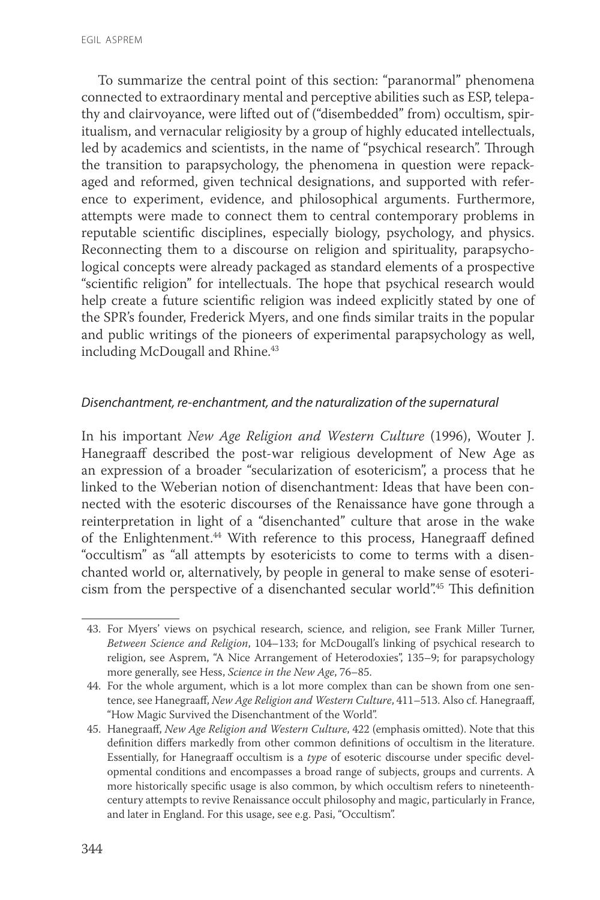To summarize the central point of this section: "paranormal" phenomena connected to extraordinary mental and perceptive abilities such as ESP, telepathy and clairvoyance, were lifted out of ("disembedded" from) occultism, spiritualism, and vernacular religiosity by a group of highly educated intellectuals, led by academics and scientists, in the name of "psychical research". Through the transition to parapsychology, the phenomena in question were repackaged and reformed, given technical designations, and supported with reference to experiment, evidence, and philosophical arguments. Furthermore, attempts were made to connect them to central contemporary problems in reputable scientific disciplines, especially biology, psychology, and physics. Reconnecting them to a discourse on religion and spirituality, parapsychological concepts were already packaged as standard elements of a prospective "scientific religion" for intellectuals. The hope that psychical research would help create a future scientific religion was indeed explicitly stated by one of the SPR's founder, Frederick Myers, and one finds similar traits in the popular and public writings of the pioneers of experimental parapsychology as well, including McDougall and Rhine.[43]

### *Disenchantment, re-enchantment, and the naturalization of the supernatural*

In his important *New Age Religion and Western Culture* (1996), Wouter J. Hanegraaff described the post-war religious development of New Age as an expression of a broader "secularization of esotericism", a process that he linked to the Weberian notion of disenchantment: Ideas that have been connected with the esoteric discourses of the Renaissance have gone through a reinterpretation in light of a "disenchanted" culture that arose in the wake of the Enlightenment.[44] With reference to this process, Hanegraaff defined "occultism" as "all attempts by esotericists to come to terms with a disenchanted world or, alternatively, by people in general to make sense of esotericism from the perspective of a disenchanted secular world".[45] This definition

---

43. For Myers' views on psychical research, science, and religion, see Frank Miller Turner, *Between Science and Religion*, 104–133; for McDougall's linking of psychical research to religion, see Asprem, "A Nice Arrangement of Heterodoxies", 135–9; for parapsychology more generally, see Hess, *Science in the New Age*, 76–85.

44. For the whole argument, which is a lot more complex than can be shown from one sentence, see Hanegraaff, *New Age Religion and Western Culture*, 411–513. Also cf. Hanegraaff, "How Magic Survived the Disenchantment of the World".

45. Hanegraaff, *New Age Religion and Western Culture*, 422 (emphasis omitted). Note that this definition differs markedly from other common definitions of occultism in the literature. Essentially, for Hanegraaff occultism is a *type* of esoteric discourse under specific developmental conditions and encompasses a broad range of subjects, groups and currents. A more historically specific usage is also common, by which occultism refers to nineteenth-century attempts to revive Renaissance occult philosophy and magic, particularly in France, and later in England. For this usage, see e.g. Pasi, "Occultism".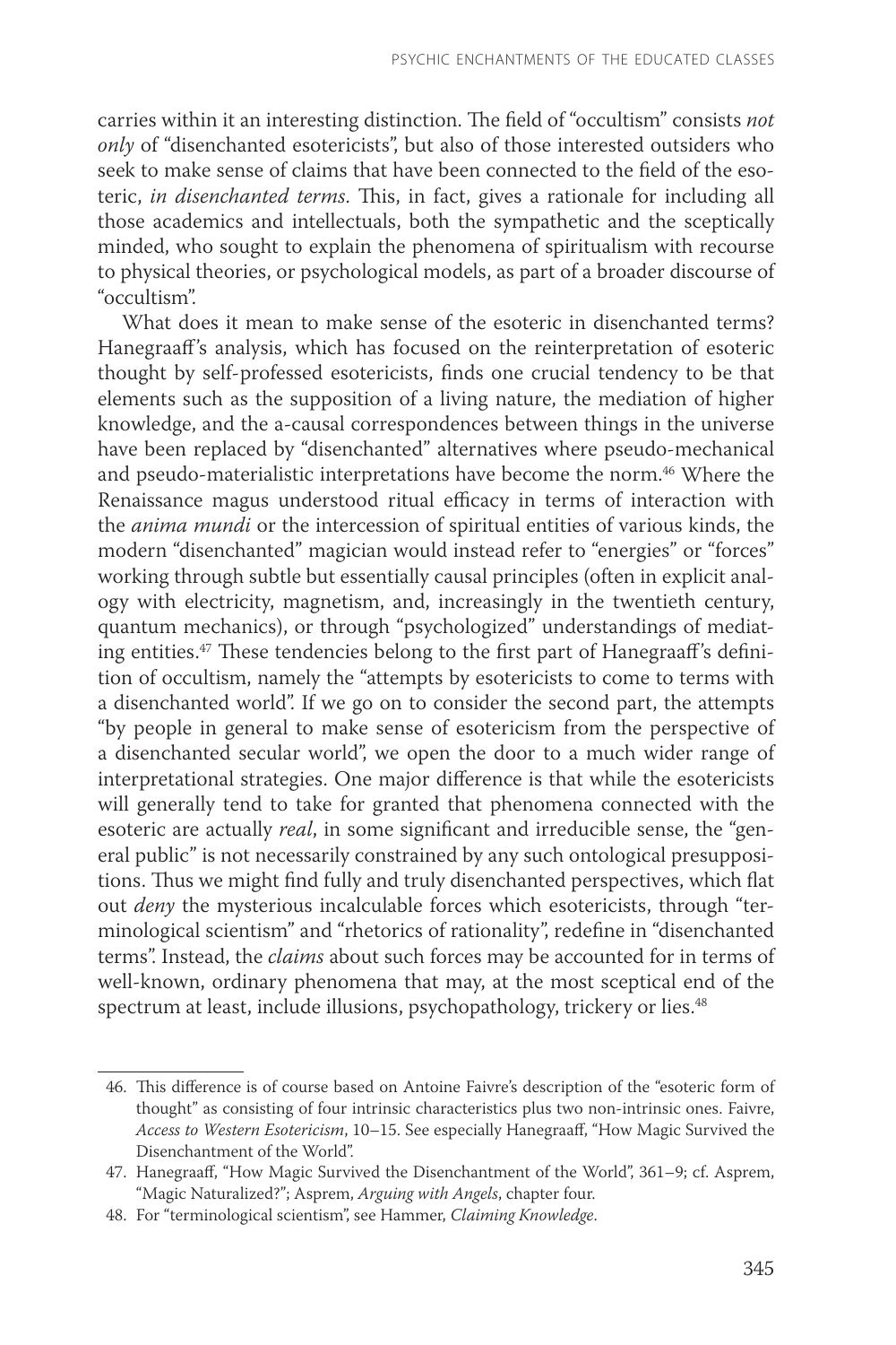carries within it an interesting distinction. The field of "occultism" consists *not only* of "disenchanted esotericists", but also of those interested outsiders who seek to make sense of claims that have been connected to the field of the esoteric, *in disenchanted terms.* This, in fact, gives a rationale for including all those academics and intellectuals, both the sympathetic and the sceptically minded, who sought to explain the phenomena of spiritualism with recourse to physical theories, or psychological models, as part of a broader discourse of "occultism".

What does it mean to make sense of the esoteric in disenchanted terms? Hanegraaff's analysis, which has focused on the reinterpretation of esoteric thought by self-professed esotericists, finds one crucial tendency to be that elements such as the supposition of a living nature, the mediation of higher knowledge, and the a-causal correspondences between things in the universe have been replaced by "disenchanted" alternatives where pseudo-mechanical and pseudo-materialistic interpretations have become the norm.[46] Where the Renaissance magus understood ritual efficacy in terms of interaction with the *anima mundi* or the intercession of spiritual entities of various kinds, the modern "disenchanted" magician would instead refer to "energies" or "forces" working through subtle but essentially causal principles (often in explicit analogy with electricity, magnetism, and, increasingly in the twentieth century, quantum mechanics), or through "psychologized" understandings of mediating entities.[47] These tendencies belong to the first part of Hanegraaff's definition of occultism, namely the "attempts by esotericists to come to terms with a disenchanted world". If we go on to consider the second part, the attempts "by people in general to make sense of esotericism from the perspective of a disenchanted secular world", we open the door to a much wider range of interpretational strategies. One major difference is that while the esotericists will generally tend to take for granted that phenomena connected with the esoteric are actually *real*, in some significant and irreducible sense, the "general public" is not necessarily constrained by any such ontological presuppositions. Thus we might find fully and truly disenchanted perspectives, which flat out *deny* the mysterious incalculable forces which esotericists, through "terminological scientism" and "rhetorics of rationality", redefine in "disenchanted terms". Instead, the *claims* about such forces may be accounted for in terms of well-known, ordinary phenomena that may, at the most sceptical end of the spectrum at least, include illusions, psychopathology, trickery or lies.[48]

46. This difference is of course based on Antoine Faivre's description of the "esoteric form of thought" as consisting of four intrinsic characteristics plus two non-intrinsic ones. Faivre, *Access to Western Esotericism*, 10–15. See especially Hanegraaff, "How Magic Survived the Disenchantment of the World".

47. Hanegraaff, "How Magic Survived the Disenchantment of the World", 361–9; cf. Asprem, "Magic Naturalized?"; Asprem, *Arguing with Angels*, chapter four.

48. For "terminological scientism", see Hammer, *Claiming Knowledge*.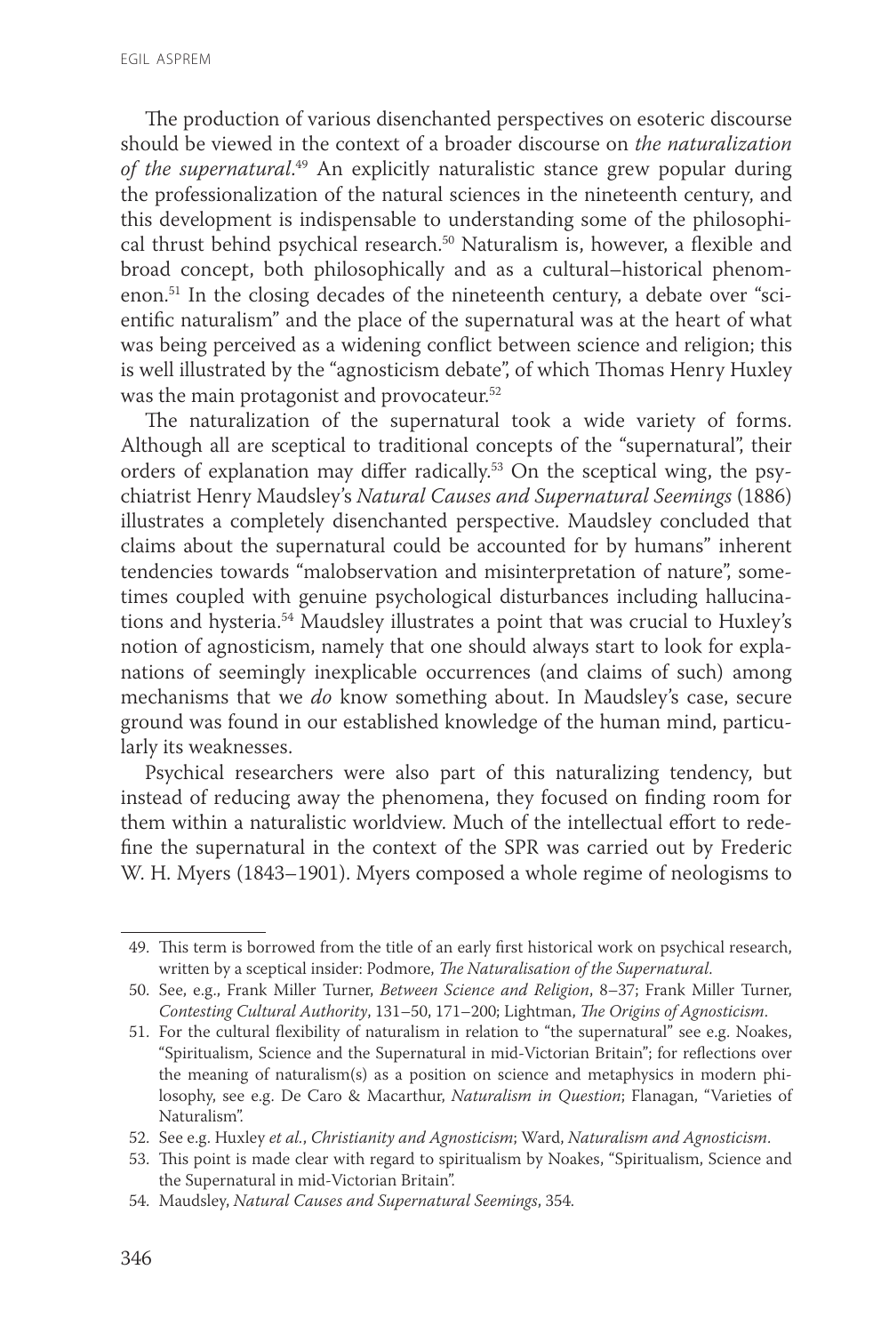The production of various disenchanted perspectives on esoteric discourse should be viewed in the context of a broader discourse on *the naturalization of the supernatural*.[49] An explicitly naturalistic stance grew popular during the professionalization of the natural sciences in the nineteenth century, and this development is indispensable to understanding some of the philosophical thrust behind psychical research.[50] Naturalism is, however, a flexible and broad concept, both philosophically and as a cultural–historical phenomenon.[51] In the closing decades of the nineteenth century, a debate over "scientific naturalism" and the place of the supernatural was at the heart of what was being perceived as a widening conflict between science and religion; this is well illustrated by the "agnosticism debate", of which Thomas Henry Huxley was the main protagonist and provocateur.[52]

The naturalization of the supernatural took a wide variety of forms. Although all are sceptical to traditional concepts of the "supernatural", their orders of explanation may differ radically.[53] On the sceptical wing, the psychiatrist Henry Maudsley's *Natural Causes and Supernatural Seemings* (1886) illustrates a completely disenchanted perspective. Maudsley concluded that claims about the supernatural could be accounted for by humans" inherent tendencies towards "malobservation and misinterpretation of nature", sometimes coupled with genuine psychological disturbances including hallucinations and hysteria.[54] Maudsley illustrates a point that was crucial to Huxley's notion of agnosticism, namely that one should always start to look for explanations of seemingly inexplicable occurrences (and claims of such) among mechanisms that we *do* know something about. In Maudsley's case, secure ground was found in our established knowledge of the human mind, particularly its weaknesses.

Psychical researchers were also part of this naturalizing tendency, but instead of reducing away the phenomena, they focused on finding room for them within a naturalistic worldview. Much of the intellectual effort to redefine the supernatural in the context of the SPR was carried out by Frederic W. H. Myers (1843–1901). Myers composed a whole regime of neologisms to

49. This term is borrowed from the title of an early first historical work on psychical research, written by a sceptical insider: Podmore, *The Naturalisation of the Supernatural*.

50. See, e.g., Frank Miller Turner, *Between Science and Religion*, 8–37; Frank Miller Turner, *Contesting Cultural Authority*, 131–50, 171–200; Lightman, *The Origins of Agnosticism*.

51. For the cultural flexibility of naturalism in relation to "the supernatural" see e.g. Noakes, "Spiritualism, Science and the Supernatural in mid-Victorian Britain"; for reflections over the meaning of naturalism(s) as a position on science and metaphysics in modern philosophy, see e.g. De Caro & Macarthur, *Naturalism in Question*; Flanagan, "Varieties of Naturalism".

52. See e.g. Huxley *et al.*, *Christianity and Agnosticism*; Ward, *Naturalism and Agnosticism*.

53. This point is made clear with regard to spiritualism by Noakes, "Spiritualism, Science and the Supernatural in mid-Victorian Britain".

54. Maudsley, *Natural Causes and Supernatural Seemings*, 354.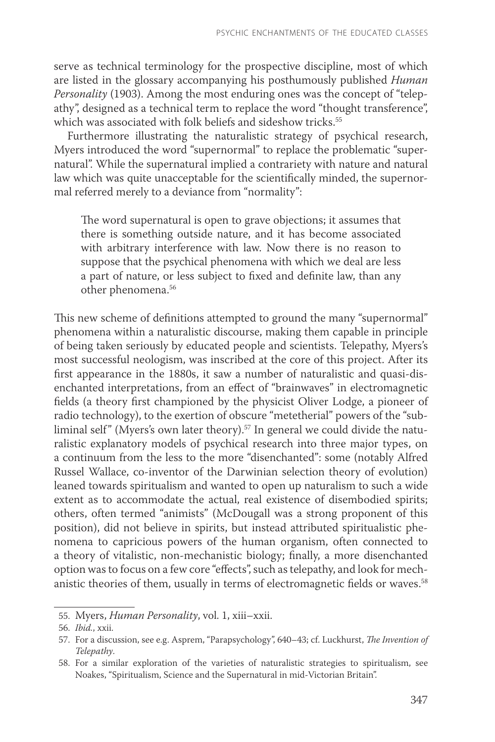serve as technical terminology for the prospective discipline, most of which are listed in the glossary accompanying his posthumously published *Human Personality* (1903). Among the most enduring ones was the concept of "telepathy", designed as a technical term to replace the word "thought transference", which was associated with folk beliefs and sideshow tricks.[55]

Furthermore illustrating the naturalistic strategy of psychical research, Myers introduced the word "supernormal" to replace the problematic "supernatural". While the supernatural implied a contrariety with nature and natural law which was quite unacceptable for the scientifically minded, the supernormal referred merely to a deviance from "normality":

> The word supernatural is open to grave objections; it assumes that there is something outside nature, and it has become associated with arbitrary interference with law. Now there is no reason to suppose that the psychical phenomena with which we deal are less a part of nature, or less subject to fixed and definite law, than any other phenomena.[56]

This new scheme of definitions attempted to ground the many "supernormal" phenomena within a naturalistic discourse, making them capable in principle of being taken seriously by educated people and scientists. Telepathy, Myers's most successful neologism, was inscribed at the core of this project. After its first appearance in the 1880s, it saw a number of naturalistic and quasi-disenchanted interpretations, from an effect of "brainwaves" in electromagnetic fields (a theory first championed by the physicist Oliver Lodge, a pioneer of radio technology), to the exertion of obscure "metetherial" powers of the "subliminal self" (Myers's own later theory).[57] In general we could divide the naturalistic explanatory models of psychical research into three major types, on a continuum from the less to the more "disenchanted": some (notably Alfred Russel Wallace, co-inventor of the Darwinian selection theory of evolution) leaned towards spiritualism and wanted to open up naturalism to such a wide extent as to accommodate the actual, real existence of disembodied spirits; others, often termed "animists" (McDougall was a strong proponent of this position), did not believe in spirits, but instead attributed spiritualistic phenomena to capricious powers of the human organism, often connected to a theory of vitalistic, non-mechanistic biology; finally, a more disenchanted option was to focus on a few core "effects", such as telepathy, and look for mechanistic theories of them, usually in terms of electromagnetic fields or waves.[58]

---

55. Myers, *Human Personality*, vol. 1, xiii–xxii.

56. *Ibid.*, xxii.

57. For a discussion, see e.g. Asprem, "Parapsychology", 640–43; cf. Luckhurst, *The Invention of Telepathy*.

58. For a similar exploration of the varieties of naturalistic strategies to spiritualism, see Noakes, "Spiritualism, Science and the Supernatural in mid-Victorian Britain".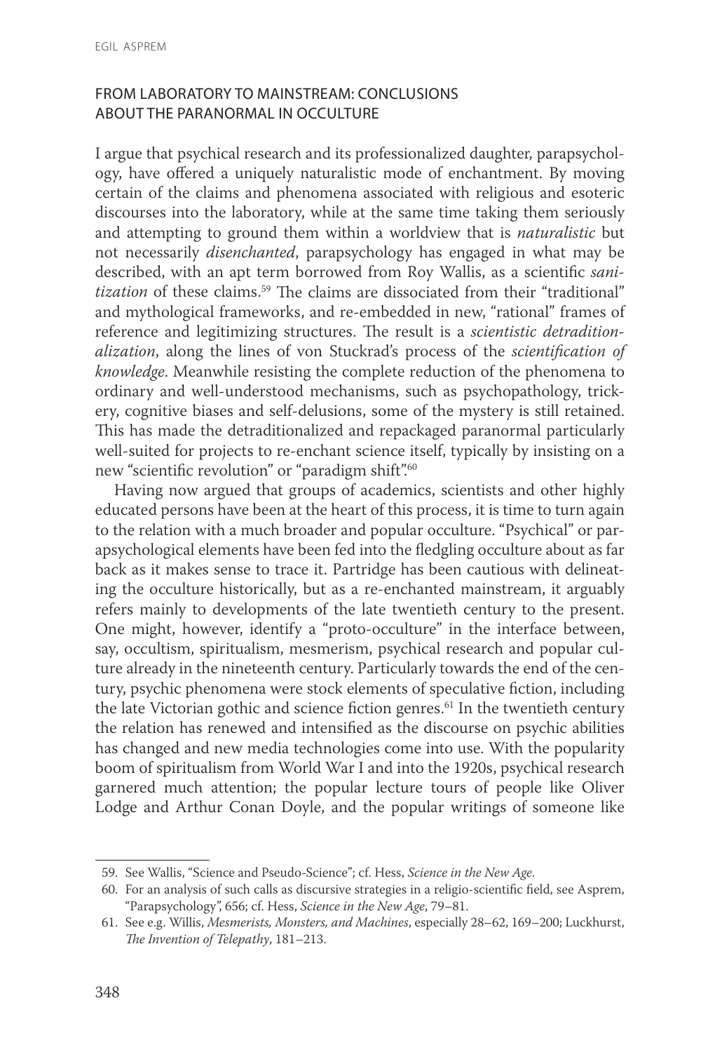## FROM LABORATORY TO MAINSTREAM: CONCLUSIONS ABOUT THE PARANORMAL IN OCCULTURE

I argue that psychical research and its professionalized daughter, parapsychology, have offered a uniquely naturalistic mode of enchantment. By moving certain of the claims and phenomena associated with religious and esoteric discourses into the laboratory, while at the same time taking them seriously and attempting to ground them within a worldview that is *naturalistic* but not necessarily *disenchanted*, parapsychology has engaged in what may be described, with an apt term borrowed from Roy Wallis, as a scientific *sanitization* of these claims.[59] The claims are dissociated from their "traditional" and mythological frameworks, and re-embedded in new, "rational" frames of reference and legitimizing structures. The result is a *scientistic detraditionalization*, along the lines of von Stuckrad's process of the *scientification of knowledge*. Meanwhile resisting the complete reduction of the phenomena to ordinary and well-understood mechanisms, such as psychopathology, trickery, cognitive biases and self-delusions, some of the mystery is still retained. This has made the detraditionalized and repackaged paranormal particularly well-suited for projects to re-enchant science itself, typically by insisting on a new "scientific revolution" or "paradigm shift".[60]

Having now argued that groups of academics, scientists and other highly educated persons have been at the heart of this process, it is time to turn again to the relation with a much broader and popular occulture. "Psychical" or parapsychological elements have been fed into the fledgling occulture about as far back as it makes sense to trace it. Partridge has been cautious with delineating the occulture historically, but as a re-enchanted mainstream, it arguably refers mainly to developments of the late twentieth century to the present. One might, however, identify a "proto-occulture" in the interface between, say, occultism, spiritualism, mesmerism, psychical research and popular culture already in the nineteenth century. Particularly towards the end of the century, psychic phenomena were stock elements of speculative fiction, including the late Victorian gothic and science fiction genres.[61] In the twentieth century the relation has renewed and intensified as the discourse on psychic abilities has changed and new media technologies come into use. With the popularity boom of spiritualism from World War I and into the 1920s, psychical research garnered much attention; the popular lecture tours of people like Oliver Lodge and Arthur Conan Doyle, and the popular writings of someone like

---

59. See Wallis, "Science and Pseudo-Science"; cf. Hess, *Science in the New Age*.

60. For an analysis of such calls as discursive strategies in a religio-scientific field, see Asprem, "Parapsychology", 656; cf. Hess, *Science in the New Age*, 79–81.

61. See e.g. Willis, *Mesmerists, Monsters, and Machines*, especially 28–62, 169–200; Luckhurst, *The Invention of Telepathy*, 181–213.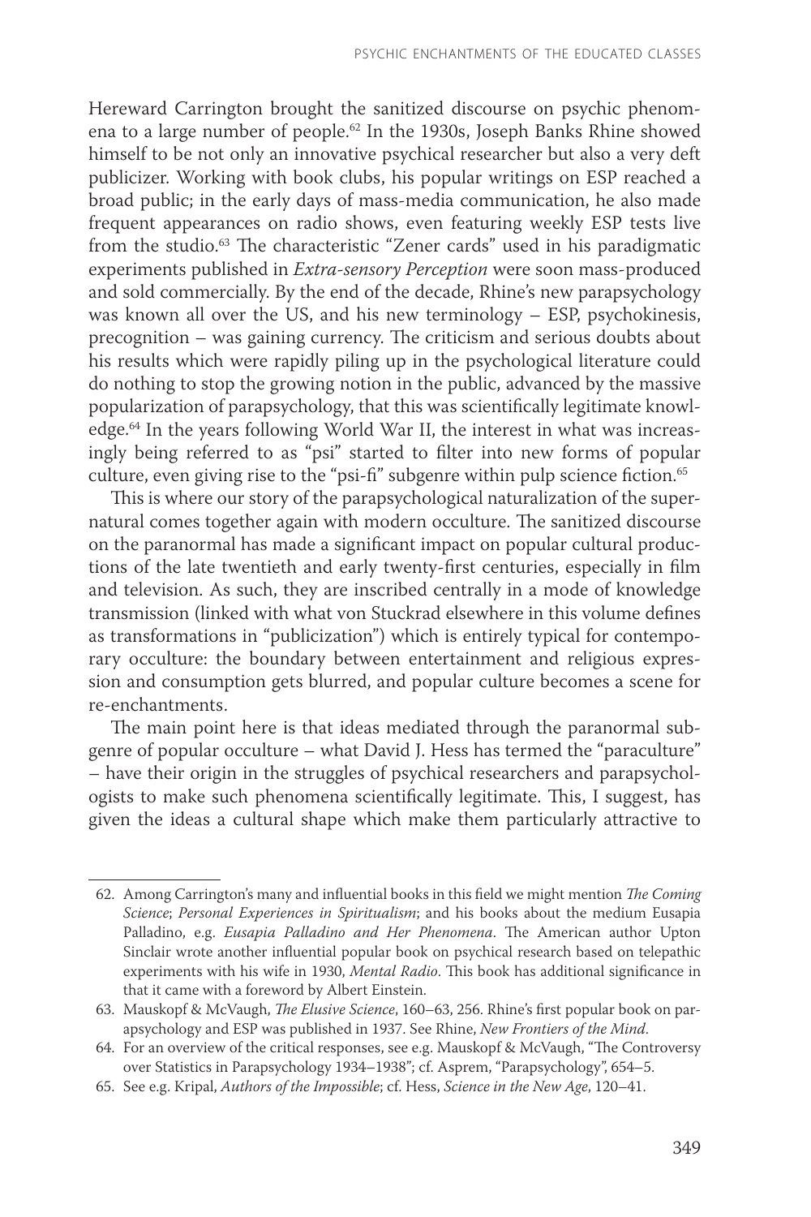Hereward Carrington brought the sanitized discourse on psychic phenomena to a large number of people.[62] In the 1930s, Joseph Banks Rhine showed himself to be not only an innovative psychical researcher but also a very deft publicizer. Working with book clubs, his popular writings on ESP reached a broad public; in the early days of mass-media communication, he also made frequent appearances on radio shows, even featuring weekly ESP tests live from the studio.[63] The characteristic "Zener cards" used in his paradigmatic experiments published in *Extra-sensory Perception* were soon mass-produced and sold commercially. By the end of the decade, Rhine's new parapsychology was known all over the US, and his new terminology – ESP, psychokinesis, precognition – was gaining currency. The criticism and serious doubts about his results which were rapidly piling up in the psychological literature could do nothing to stop the growing notion in the public, advanced by the massive popularization of parapsychology, that this was scientifically legitimate knowledge.[64] In the years following World War II, the interest in what was increasingly being referred to as "psi" started to filter into new forms of popular culture, even giving rise to the "psi-fi" subgenre within pulp science fiction.[65]

This is where our story of the parapsychological naturalization of the supernatural comes together again with modern occulture. The sanitized discourse on the paranormal has made a significant impact on popular cultural productions of the late twentieth and early twenty-first centuries, especially in film and television. As such, they are inscribed centrally in a mode of knowledge transmission (linked with what von Stuckrad elsewhere in this volume defines as transformations in "publicization") which is entirely typical for contemporary occulture: the boundary between entertainment and religious expression and consumption gets blurred, and popular culture becomes a scene for re-enchantments.

The main point here is that ideas mediated through the paranormal subgenre of popular occulture – what David J. Hess has termed the "paraculture" – have their origin in the struggles of psychical researchers and parapsychologists to make such phenomena scientifically legitimate. This, I suggest, has given the ideas a cultural shape which make them particularly attractive to

---

62. Among Carrington's many and influential books in this field we might mention *The Coming Science*; *Personal Experiences in Spiritualism*; and his books about the medium Eusapia Palladino, e.g. *Eusapia Palladino and Her Phenomena*. The American author Upton Sinclair wrote another influential popular book on psychical research based on telepathic experiments with his wife in 1930, *Mental Radio*. This book has additional significance in that it came with a foreword by Albert Einstein.

63. Mauskopf & McVaugh, *The Elusive Science*, 160–63, 256. Rhine's first popular book on parapsychology and ESP was published in 1937. See Rhine, *New Frontiers of the Mind*.

64. For an overview of the critical responses, see e.g. Mauskopf & McVaugh, "The Controversy over Statistics in Parapsychology 1934–1938"; cf. Asprem, "Parapsychology", 654–5.

65. See e.g. Kripal, *Authors of the Impossible*; cf. Hess, *Science in the New Age*, 120–41.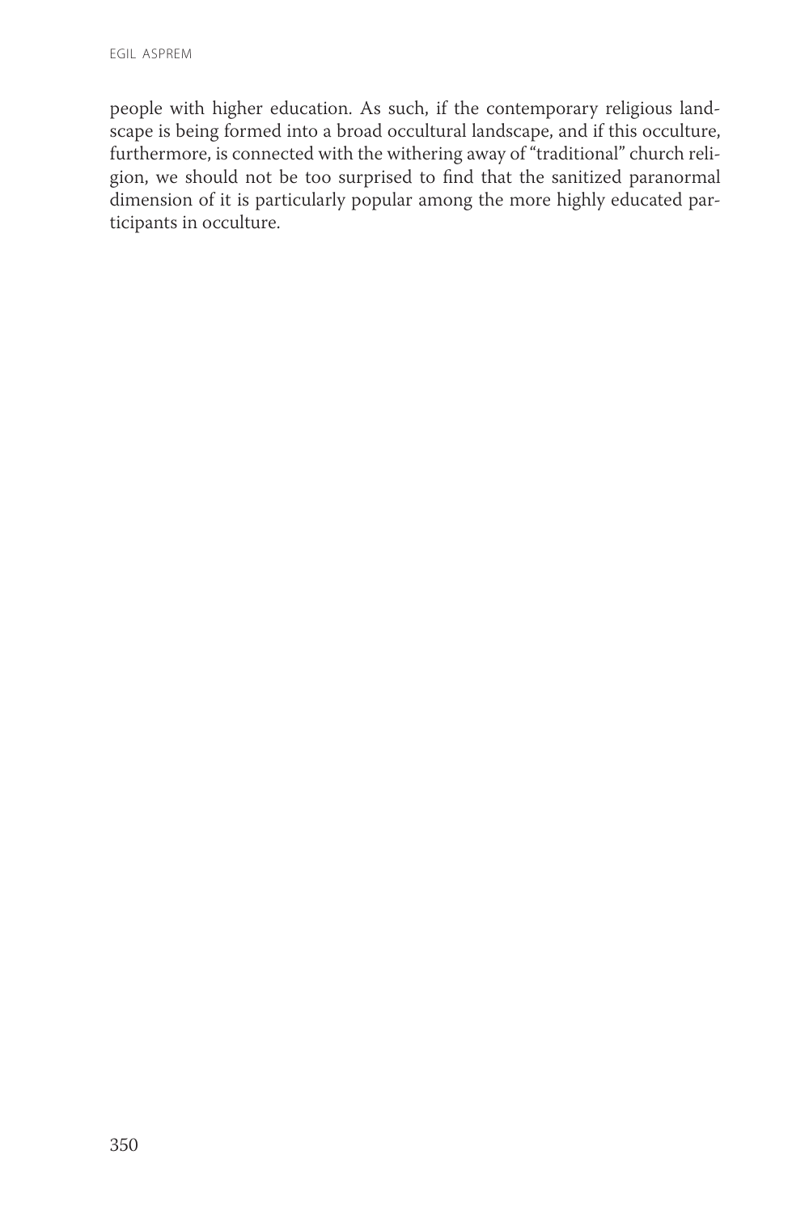people with higher education. As such, if the contemporary religious landscape is being formed into a broad occultural landscape, and if this occulture, furthermore, is connected with the withering away of "traditional" church religion, we should not be too surprised to find that the sanitized paranormal dimension of it is particularly popular among the more highly educated participants in occulture.